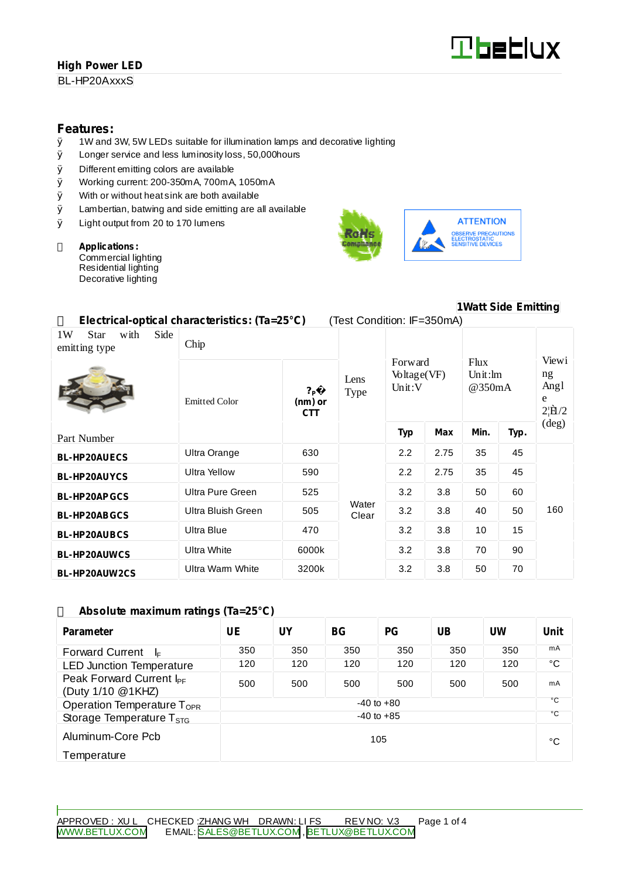**High Power LED**

BL-HP20AxxxS

## Features:

- 1W and 3W, 5W LEDs suitable for illumination lamps and decorative lighting
- Longer service and less luminosity loss, 50,000hours
- Different emitting colors are available
- Working current: 200-350mA, 700mA, 1050mA
- With or without heatsink are both available
- Lambertian, batwing and side emitting are all available
- Light output from 20 to 170 lumens

**Applications:**

Commercial lighting
Residential lighting
Decorative lighting

RoHS Compliance

ATTENTION
OBSERVE PRECAUTIONS ELECTROSTATIC SENSITIVE DEVICES

**1Watt Side Emitting**

### Electrical-optical characteristics: (Ta=25°C) (Test Condition: IF=350mA)

| 1W Star with Side emitting type | Chip | | Lens Type | Forward Voltage(VF) Unit:V | | Flux Unit:lm @350mA | | Viewing Angle 2θ1/2 (deg) |
|---|---|---|---|---|---|---|---|---|
| Part Number | Emitted Color | λP (nm) or CTT | | Typ | Max | Min. | Typ. | |
| **BL-HP20AUECS** | Ultra Orange | 630 | Water Clear | 2.2 | 2.75 | 35 | 45 | 160 |
| **BL-HP20AUYCS** | Ultra Yellow | 590 | | 2.2 | 2.75 | 35 | 45 | |
| **BL-HP20APGCS** | Ultra Pure Green | 525 | | 3.2 | 3.8 | 50 | 60 | |
| **BL-HP20ABGCS** | Ultra Bluish Green | 505 | | 3.2 | 3.8 | 40 | 50 | |
| **BL-HP20AUBCS** | Ultra Blue | 470 | | 3.2 | 3.8 | 10 | 15 | |
| **BL-HP20AUWCS** | Ultra White | 6000k | | 3.2 | 3.8 | 70 | 90 | |
| **BL-HP20AUW2CS** | Ultra Warm White | 3200k | | 3.2 | 3.8 | 50 | 70 | |

### Absolute maximum ratings (Ta=25°C)

| Parameter | UE | UY | BG | PG | UB | UW | Unit |
|---|---|---|---|---|---|---|---|
| Forward Current $I_F$ | 350 | 350 | 350 | 350 | 350 | 350 | mA |
| LED Junction Temperature | 120 | 120 | 120 | 120 | 120 | 120 | °C |
| Peak Forward Current $I_{PF}$ (Duty 1/10 @1KHZ) | 500 | 500 | 500 | 500 | 500 | 500 | mA |
| Operation Temperature $T_{OPR}$ | -40 to +80 | | | | | | °C |
| Storage Temperature $T_{STG}$ | -40 to +85 | | | | | | °C |
| Aluminum-Core Pcb Temperature | 105 | | | | | | °C |

APPROVED : XU L CHECKED :ZHANG WH DRAWN: LI FS REV NO: V.3
WWW.BETLUX.COM EMAIL: SALES@BETLUX.COM , BETLUX@BETLUX.COM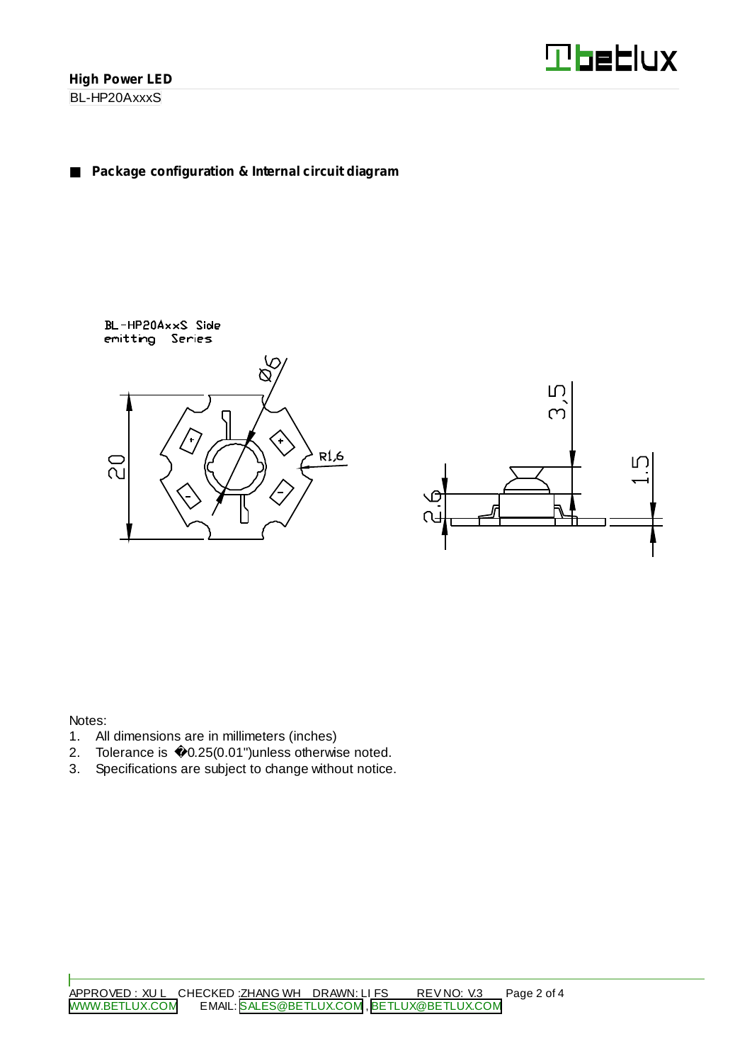## ■ Package configuration & Internal circuit diagram

BL-HP20AxxS Side emitting Series

Ø6

20

R1,6

3,5

1.5

2.6

Notes:

1. All dimensions are in millimeters (inches)
2. Tolerance is �0.25(0.01")unless otherwise noted.
3. Specifications are subject to change without notice.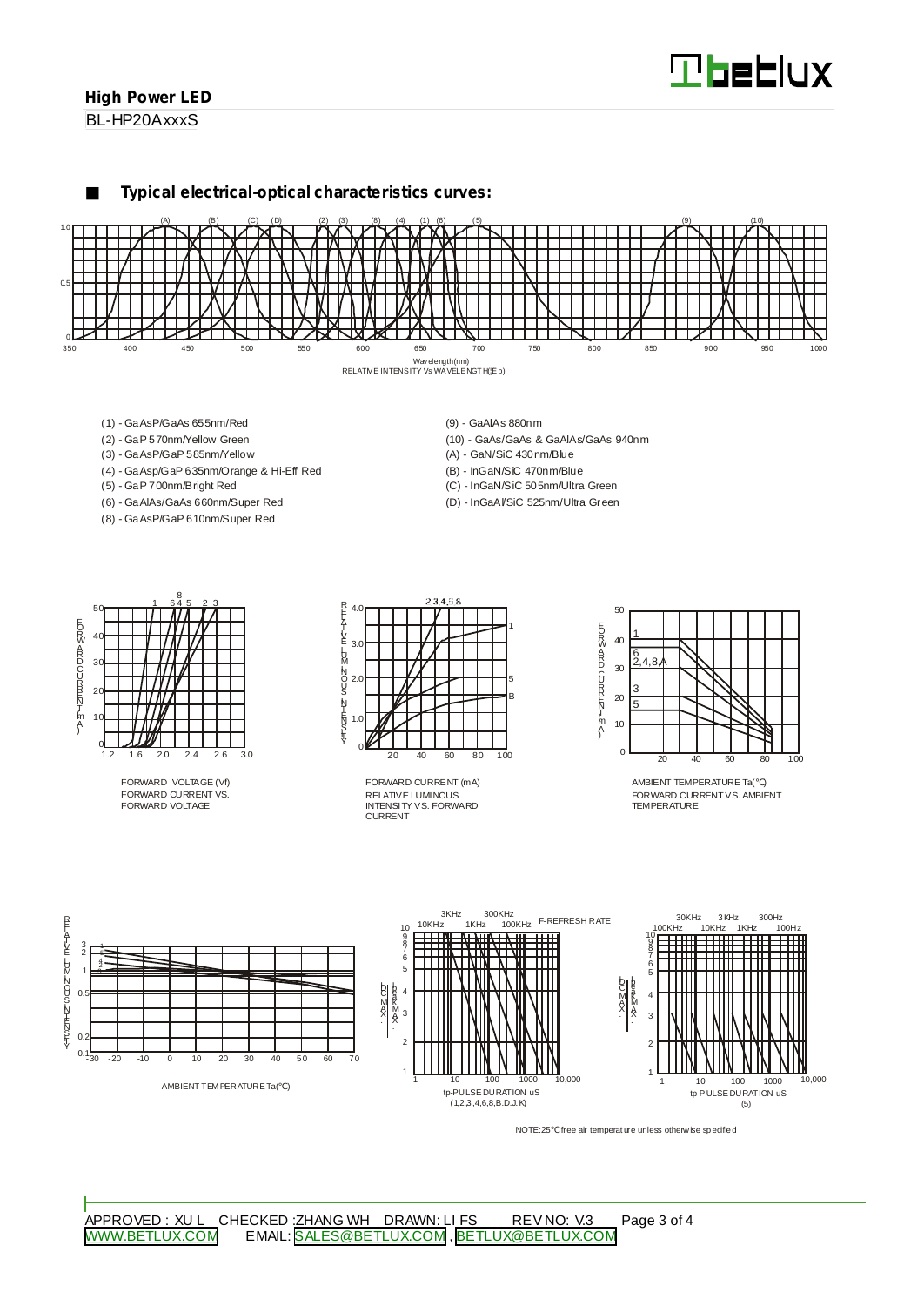## Typical electrical-optical characteristics curves:

(A) (B) (C) (D) (2) (3) (8) (4) (1) (6) (5) (9) (10)

1.0
0.5
0

350 400 450 500 550 600 650 700 750 800 850 900 950 1000

Wavelength(nm)

RELATIVE INTENSITY Vs WAVELENGTH(λp)

- (1) - GaAsP/GaAs 655nm/Red
- (2) - GaP 570nm/Yellow Green
- (3) - GaAsP/GaP 585nm/Yellow
- (4) - GaAsp/GaP 635nm/Orange & Hi-Eff Red
- (5) - GaP 700nm/Bright Red
- (6) - GaAlAs/GaAs 660nm/Super Red
- (8) - GaAsP/GaP 610nm/Super Red
- (9) - GaAlAs 880nm
- (10) - GaAs/GaAs & GaAlAs/GaAs 940nm
- (A) - GaN/SiC 430nm/Blue
- (B) - InGaN/SiC 470nm/Blue
- (C) - InGaN/SiC 505nm/Ultra Green
- (D) - InGaAl/SiC 525nm/Ultra Green

FORWARD CURRENT (mA)

50 40 30 20 10 0

1.2 1.6 2.0 2.4 2.6 3.0

8
1 6 4 5 2 3

FORWARD VOLTAGE (Vf)
FORWARD CURRENT VS. FORWARD VOLTAGE

RELATIVE LUMINOUS INTENSITY

4.0 3.0 2.0 1.0 0

20 40 60 80 100

2 3 4 ,6 8
1
5
B

FORWARD CURRENT (mA)
RELATIVE LUMINOUS INTENSITY VS. FORWARD CURRENT

FORWARD CURRENT (mA)

50 40 30 20 10 0

20 40 60 80 100

1
6
2,4,8,A
3
5

AMBIENT TEMPERATURE Ta(℃)
FORWARD CURRENT VS. AMBIENT TEMPERATURE

RELATIVE LUMINOUS INTENSITY

3 2 1 0.5 0.2 0.1

-30 -20 -10 0 10 20 30 40 50 60 70

AMBIENT TEMPERATURE Ta(℃)

3KHz 300KHz
10KHz 1KHz 100KHz F-REFRESH RATE

IPEAK MAX. / IDC MAX.

10 9 8 7 6 5 4 3 2 1

1 10 100 1000 10,000

tp-PULSE DURATION uS
(1,2,3,4,6,8,B,D,J,K)

30KHz 3KHz 300Hz
100KHz 10KHz 1KHz 100Hz

IPEAK MAX. / IDC MAX.

10 9 8 7 6 5 4 3 2 1

1 10 100 1000 10,000

tp-PULSE DURATION uS
(5)

NOTE:25℃ free air temperature unless otherwise specified

APPROVED : XU L CHECKED :ZHANG WH DRAWN: LI FS REV NO: V.3

WWW.BETLUX.COM EMAIL: SALES@BETLUX.COM , BETLUX@BETLUX.COM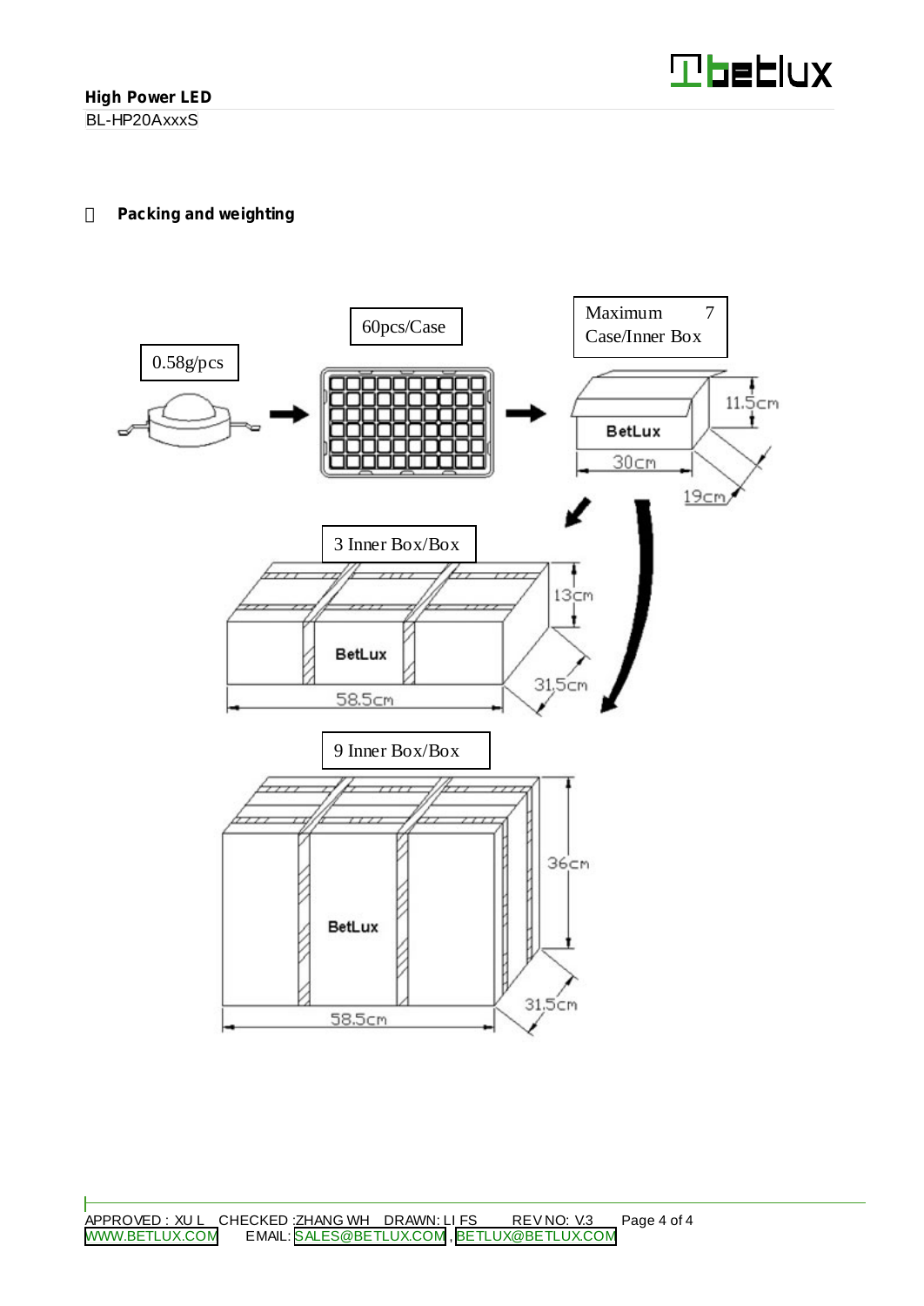## Packing and weighting

0.58g/pcs

60pcs/Case

Maximum 7 Case/Inner Box

BetLux

11.5cm

30cm

19cm

3 Inner Box/Box

BetLux

13cm

58.5cm

31.5cm

9 Inner Box/Box

BetLux

36cm

58.5cm

31.5cm